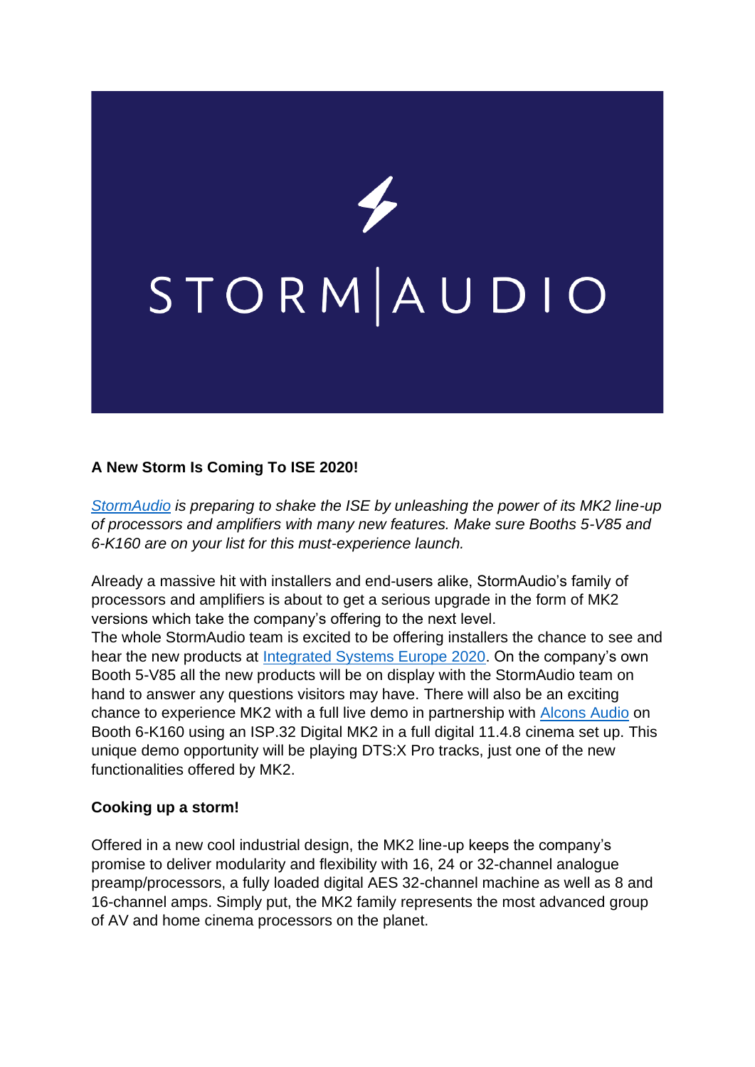STORM|AUDIO

**A New Storm Is Coming To ISE 2020!**

*StormAudio is preparing to shake the ISE by unleashing the power of its MK2 line-up of processors and amplifiers with many new features. Make sure Booths 5-V85 and 6-K160 are on your list for this must-experience launch.*

Already a massive hit with installers and end-users alike, StormAudio's family of processors and amplifiers is about to get a serious upgrade in the form of MK2 versions which take the company's offering to the next level.
The whole StormAudio team is excited to be offering installers the chance to see and hear the new products at Integrated Systems Europe 2020. On the company's own Booth 5-V85 all the new products will be on display with the StormAudio team on hand to answer any questions visitors may have. There will also be an exciting chance to experience MK2 with a full live demo in partnership with Alcons Audio on Booth 6-K160 using an ISP.32 Digital MK2 in a full digital 11.4.8 cinema set up. This unique demo opportunity will be playing DTS:X Pro tracks, just one of the new functionalities offered by MK2.

**Cooking up a storm!**

Offered in a new cool industrial design, the MK2 line-up keeps the company's promise to deliver modularity and flexibility with 16, 24 or 32-channel analogue preamp/processors, a fully loaded digital AES 32-channel machine as well as 8 and 16-channel amps. Simply put, the MK2 family represents the most advanced group of AV and home cinema processors on the planet.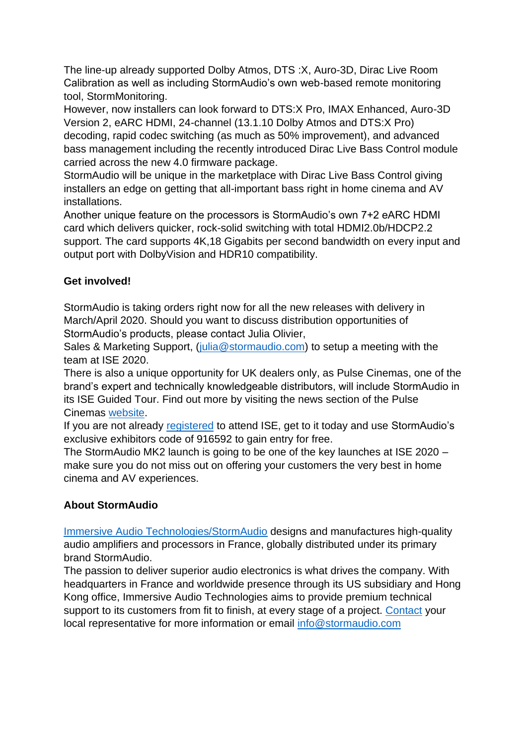The line-up already supported Dolby Atmos, DTS :X, Auro-3D, Dirac Live Room Calibration as well as including StormAudio's own web-based remote monitoring tool, StormMonitoring.

However, now installers can look forward to DTS:X Pro, IMAX Enhanced, Auro-3D Version 2, eARC HDMI, 24-channel (13.1.10 Dolby Atmos and DTS:X Pro) decoding, rapid codec switching (as much as 50% improvement), and advanced bass management including the recently introduced Dirac Live Bass Control module carried across the new 4.0 firmware package.

StormAudio will be unique in the marketplace with Dirac Live Bass Control giving installers an edge on getting that all-important bass right in home cinema and AV installations.

Another unique feature on the processors is StormAudio's own 7+2 eARC HDMI card which delivers quicker, rock-solid switching with total HDMI2.0b/HDCP2.2 support. The card supports 4K,18 Gigabits per second bandwidth on every input and output port with DolbyVision and HDR10 compatibility.

**Get involved!**

StormAudio is taking orders right now for all the new releases with delivery in March/April 2020. Should you want to discuss distribution opportunities of StormAudio's products, please contact Julia Olivier,

Sales & Marketing Support, (julia@stormaudio.com) to setup a meeting with the team at ISE 2020.

There is also a unique opportunity for UK dealers only, as Pulse Cinemas, one of the brand's expert and technically knowledgeable distributors, will include StormAudio in its ISE Guided Tour. Find out more by visiting the news section of the Pulse Cinemas website.

If you are not already registered to attend ISE, get to it today and use StormAudio's exclusive exhibitors code of 916592 to gain entry for free.

The StormAudio MK2 launch is going to be one of the key launches at ISE 2020 – make sure you do not miss out on offering your customers the very best in home cinema and AV experiences.

**About StormAudio**

Immersive Audio Technologies/StormAudio designs and manufactures high-quality audio amplifiers and processors in France, globally distributed under its primary brand StormAudio.

The passion to deliver superior audio electronics is what drives the company. With headquarters in France and worldwide presence through its US subsidiary and Hong Kong office, Immersive Audio Technologies aims to provide premium technical support to its customers from fit to finish, at every stage of a project. Contact your local representative for more information or email info@stormaudio.com